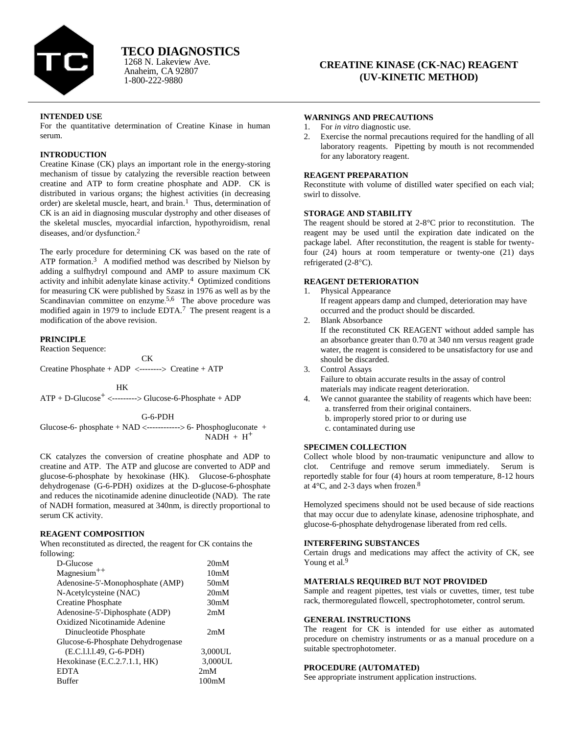# TECO DIAGNOSTICS

1268 N. Lakeview Ave.
Anaheim, CA 92807
1-800-222-9880

## CREATINE KINASE (CK-NAC) REAGENT (UV-KINETIC METHOD)

### INTENDED USE

For the quantitative determination of Creatine Kinase in human serum.

### INTRODUCTION

Creatine Kinase (CK) plays an important role in the energy-storing mechanism of tissue by catalyzing the reversible reaction between creatine and ATP to form creatine phosphate and ADP. CK is distributed in various organs; the highest activities (in decreasing order) are skeletal muscle, heart, and brain.[1] Thus, determination of CK is an aid in diagnosing muscular dystrophy and other diseases of the skeletal muscles, myocardial infarction, hypothyroidism, renal diseases, and/or dysfunction.[2]

The early procedure for determining CK was based on the rate of ATP formation.[3] A modified method was described by Nielson by adding a sulfhydryl compound and AMP to assure maximum CK activity and inhibit adenylate kinase activity.[4] Optimized conditions for measuring CK were published by Szasz in 1976 as well as by the Scandinavian committee on enzyme.[5,6] The above procedure was modified again in 1979 to include EDTA.[7] The present reagent is a modification of the above revision.

### PRINCIPLE

Reaction Sequence:

$$\text{Creatine Phosphate} + \text{ADP} \xleftrightarrow{\text{CK}} \text{Creatine} + \text{ATP}$$

$$\text{ATP} + \text{D-Glucose}^{+} \xleftrightarrow{\text{HK}} \text{Glucose-6-Phosphate} + \text{ADP}$$

$$\text{Glucose-6-phosphate} + \text{NAD} \xleftrightarrow{\text{G-6-PDH}} \text{6-Phosphogluconate} + \text{NADH} + H^{+}$$

CK catalyzes the conversion of creatine phosphate and ADP to creatine and ATP. The ATP and glucose are converted to ADP and glucose-6-phosphate by hexokinase (HK). Glucose-6-phosphate dehydrogenase (G-6-PDH) oxidizes at the D-glucose-6-phosphate and reduces the nicotinamide adenine dinucleotide (NAD). The rate of NADH formation, measured at 340nm, is directly proportional to serum CK activity.

### REAGENT COMPOSITION

When reconstituted as directed, the reagent for CK contains the following:

| Component | Concentration |
|---|---|
| D-Glucose | 20mM |
| $Magnesium^{++}$ | 10mM |
| Adenosine-5'-Monophosphate (AMP) | 50mM |
| N-Acetylcysteine (NAC) | 20mM |
| Creatine Phosphate | 30mM |
| Adenosine-5'-Diphosphate (ADP) | 2mM |
| Oxidized Nicotinamide Adenine Dinucleotide Phosphate | 2mM |
| Glucose-6-Phosphate Dehydrogenase (E.C.l.l.l.49, G-6-PDH) | 3,000UL |
| Hexokinase (E.C.2.7.1.1, HK) | 3,000UL |
| EDTA | 2mM |
| Buffer | 100mM |

### WARNINGS AND PRECAUTIONS

1. For *in vitro* diagnostic use.
2. Exercise the normal precautions required for the handling of all laboratory reagents. Pipetting by mouth is not recommended for any laboratory reagent.

### REAGENT PREPARATION

Reconstitute with volume of distilled water specified on each vial; swirl to dissolve.

### STORAGE AND STABILITY

The reagent should be stored at 2-8°C prior to reconstitution. The reagent may be used until the expiration date indicated on the package label. After reconstitution, the reagent is stable for twenty-four (24) hours at room temperature or twenty-one (21) days refrigerated (2-8°C).

### REAGENT DETERIORATION

1. Physical Appearance
   If reagent appears damp and clumped, deterioration may have occurred and the product should be discarded.
2. Blank Absorbance
   If the reconstituted CK REAGENT without added sample has an absorbance greater than 0.70 at 340 nm versus reagent grade water, the reagent is considered to be unsatisfactory for use and should be discarded.
3. Control Assays
   Failure to obtain accurate results in the assay of control materials may indicate reagent deterioration.
4. We cannot guarantee the stability of reagents which have been:
   a. transferred from their original containers.
   b. improperly stored prior to or during use
   c. contaminated during use

### SPECIMEN COLLECTION

Collect whole blood by non-traumatic venipuncture and allow to clot. Centrifuge and remove serum immediately. Serum is reportedly stable for four (4) hours at room temperature, 8-12 hours at 4°C, and 2-3 days when frozen.[8]

Hemolyzed specimens should not be used because of side reactions that may occur due to adenylate kinase, adenosine triphosphate, and glucose-6-phosphate dehydrogenase liberated from red cells.

### INTERFERING SUBSTANCES

Certain drugs and medications may affect the activity of CK, see Young et al.[9]

### MATERIALS REQUIRED BUT NOT PROVIDED

Sample and reagent pipettes, test vials or cuvettes, timer, test tube rack, thermoregulated flowcell, spectrophotometer, control serum.

### GENERAL INSTRUCTIONS

The reagent for CK is intended for use either as automated procedure on chemistry instruments or as a manual procedure on a suitable spectrophotometer.

### PROCEDURE (AUTOMATED)

See appropriate instrument application instructions.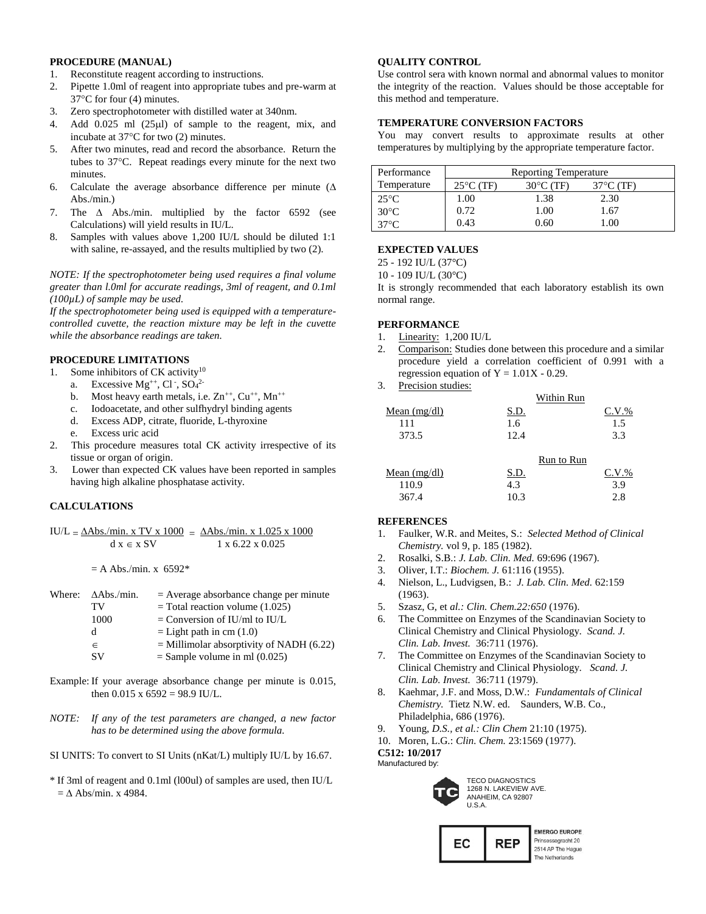**PROCEDURE (MANUAL)**

1. Reconstitute reagent according to instructions.
2. Pipette 1.0ml of reagent into appropriate tubes and pre-warm at 37°C for four (4) minutes.
3. Zero spectrophotometer with distilled water at 340nm.
4. Add 0.025 ml (25µl) of sample to the reagent, mix, and incubate at 37°C for two (2) minutes.
5. After two minutes, read and record the absorbance. Return the tubes to 37°C. Repeat readings every minute for the next two minutes.
6. Calculate the average absorbance difference per minute (Δ Abs./min.)
7. The Δ Abs./min. multiplied by the factor 6592 (see Calculations) will yield results in IU/L.
8. Samples with values above 1,200 IU/L should be diluted 1:1 with saline, re-assayed, and the results multiplied by two (2).

*NOTE: If the spectrophotometer being used requires a final volume greater than l.0ml for accurate readings, 3ml of reagent, and 0.1ml (100µL) of sample may be used.*
*If the spectrophotometer being used is equipped with a temperature-controlled cuvette, the reaction mixture may be left in the cuvette while the absorbance readings are taken.*

**PROCEDURE LIMITATIONS**

1. Some inhibitors of CK activity[10]
   a. Excessive $Mg^{++}$, $Cl^{-}$, $SO_4^{2-}$
   b. Most heavy earth metals, i.e. $Zn^{++}$, $Cu^{++}$, $Mn^{++}$
   c. Iodoacetate, and other sulfhydryl binding agents
   d. Excess ADP, citrate, fluoride, L-thyroxine
   e. Excess uric acid
2. This procedure measures total CK activity irrespective of its tissue or organ of origin.
3. Lower than expected CK values have been reported in samples having high alkaline phosphatase activity.

**CALCULATIONS**

$$IU/L = \frac{\Delta Abs./min. \times TV \times 1000}{d \times \in \times SV} = \frac{\Delta Abs./min. \times 1.025 \times 1000}{1 \times 6.22 \times 0.025}$$

$$= A\ Abs./min. \times 6592^{*}$$

| Where: | | |
|---|---|---|
| | ΔAbs./min. | = Average absorbance change per minute |
| | TV | = Total reaction volume (1.025) |
| | 1000 | = Conversion of IU/ml to IU/L |
| | d | = Light path in cm (1.0) |
| | ∈ | = Millimolar absorptivity of NADH (6.22) |
| | SV | = Sample volume in ml (0.025) |

Example: If your average absorbance change per minute is 0.015, then 0.015 x 6592 = 98.9 IU/L.

*NOTE: If any of the test parameters are changed, a new factor has to be determined using the above formula.*

SI UNITS: To convert to SI Units (nKat/L) multiply IU/L by 16.67.

\* If 3ml of reagent and 0.1ml (l00ul) of samples are used, then IU/L = Δ Abs/min. x 4984.

**QUALITY CONTROL**

Use control sera with known normal and abnormal values to monitor the integrity of the reaction. Values should be those acceptable for this method and temperature.

**TEMPERATURE CONVERSION FACTORS**

You may convert results to approximate results at other temperatures by multiplying by the appropriate temperature factor.

| Performance | Reporting Temperature | | |
|---|---|---|---|
| Temperature | 25°C (TF) | 30°C (TF) | 37°C (TF) |
| 25°C | 1.00 | 1.38 | 2.30 |
| 30°C | 0.72 | 1.00 | 1.67 |
| 37°C | 0.43 | 0.60 | 1.00 |

**EXPECTED VALUES**

25 - 192 IU/L (37°C)
10 - 109 IU/L (30°C)

It is strongly recommended that each laboratory establish its own normal range.

**PERFORMANCE**

1. Linearity: 1,200 IU/L
2. Comparison: Studies done between this procedure and a similar procedure yield a correlation coefficient of 0.991 with a regression equation of Y = 1.01X - 0.29.
3. Precision studies:

| Within Run | | |
|---|---|---|
| Mean (mg/dl) | S.D. | C.V.% |
| 111 | 1.6 | 1.5 |
| 373.5 | 12.4 | 3.3 |

| Run to Run | | |
|---|---|---|
| Mean (mg/dl) | S.D. | C.V.% |
| 110.9 | 4.3 | 3.9 |
| 367.4 | 10.3 | 2.8 |

**REFERENCES**

1. Faulker, W.R. and Meites, S.: *Selected Method of Clinical Chemistry.* vol 9, p. 185 (1982).
2. Rosalki, S.B.: *J. Lab. Clin. Med.* 69:696 (1967).
3. Oliver, I.T.: *Biochem. J.* 61:116 (1955).
4. Nielson, L., Ludvigsen, B.: *J. Lab. Clin. Med.* 62:159 (1963).
5. Szasz, G, et *al.: Clin. Chem.22:650* (1976).
6. The Committee on Enzymes of the Scandinavian Society to Clinical Chemistry and Clinical Physiology. *Scand. J. Clin. Lab. Invest.* 36:711 (1976).
7. The Committee on Enzymes of the Scandinavian Society to Clinical Chemistry and Clinical Physiology. *Scand. J. Clin. Lab. Invest.* 36:711 (1979).
8. Kaehmar, J.F. and Moss, D.W.: *Fundamentals of Clinical Chemistry.* Tietz N.W. ed. Saunders, W.B. Co., Philadelphia, 686 (1976).
9. Young, *D.S., et al.: Clin Chem* 21:10 (1975).
10. Moren, L.G.: *Clin. Chem.* 23:1569 (1977).

**C512: 10/2017**

Manufactured by:

TECO DIAGNOSTICS
1268 N. LAKEVIEW AVE.
ANAHEIM, CA 92807
U.S.A.

EC REP
EMERGO EUROPE
Prinsessegracht 20
2514 AP The Hague
The Netherlands